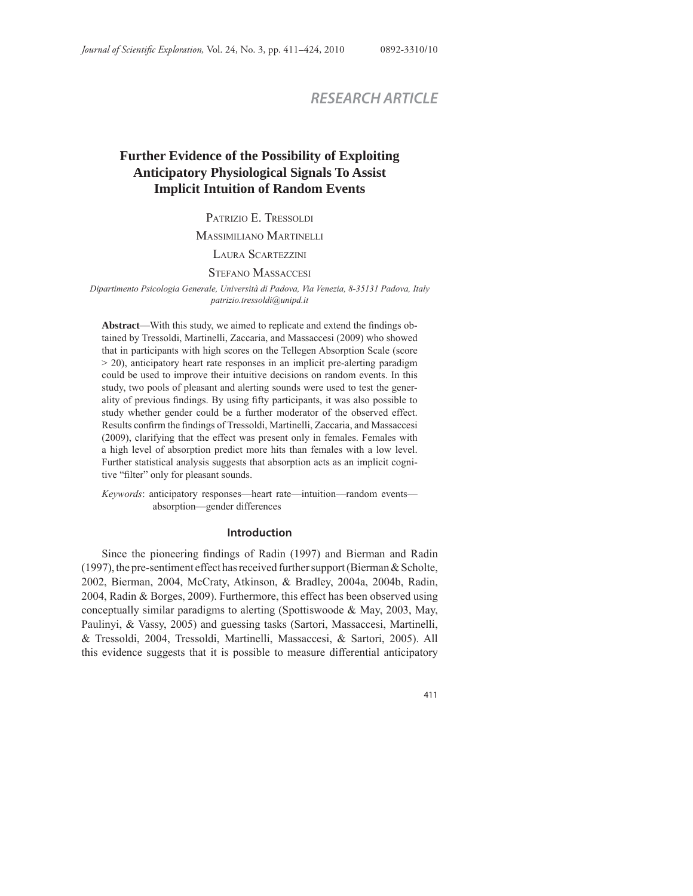RESEARCH ARTICLE

# Further Evidence of the Possibility of Exploiting Anticipatory Physiological Signals To Assist Implicit Intuition of Random Events

Patrizio E. Tressoldi

Massimiliano Martinelli

Laura Scartezzini

Stefano Massaccesi

*Dipartimento Psicologia Generale, Università di Padova, Via Venezia, 8-35131 Padova, Italy*
*patrizio.tressoldi@unipd.it*

**Abstract**—With this study, we aimed to replicate and extend the findings obtained by Tressoldi, Martinelli, Zaccaria, and Massaccesi (2009) who showed that in participants with high scores on the Tellegen Absorption Scale (score > 20), anticipatory heart rate responses in an implicit pre-alerting paradigm could be used to improve their intuitive decisions on random events. In this study, two pools of pleasant and alerting sounds were used to test the generality of previous findings. By using fifty participants, it was also possible to study whether gender could be a further moderator of the observed effect. Results confirm the findings of Tressoldi, Martinelli, Zaccaria, and Massaccesi (2009), clarifying that the effect was present only in females. Females with a high level of absorption predict more hits than females with a low level. Further statistical analysis suggests that absorption acts as an implicit cognitive "filter" only for pleasant sounds.

*Keywords*: anticipatory responses—heart rate—intuition—random events—absorption—gender differences

## Introduction

Since the pioneering findings of Radin (1997) and Bierman and Radin (1997), the pre-sentiment effect has received further support (Bierman & Scholte, 2002, Bierman, 2004, McCraty, Atkinson, & Bradley, 2004a, 2004b, Radin, 2004, Radin & Borges, 2009). Furthermore, this effect has been observed using conceptually similar paradigms to alerting (Spottiswoode & May, 2003, May, Paulinyi, & Vassy, 2005) and guessing tasks (Sartori, Massaccesi, Martinelli, & Tressoldi, 2004, Tressoldi, Martinelli, Massaccesi, & Sartori, 2005). All this evidence suggests that it is possible to measure differential anticipatory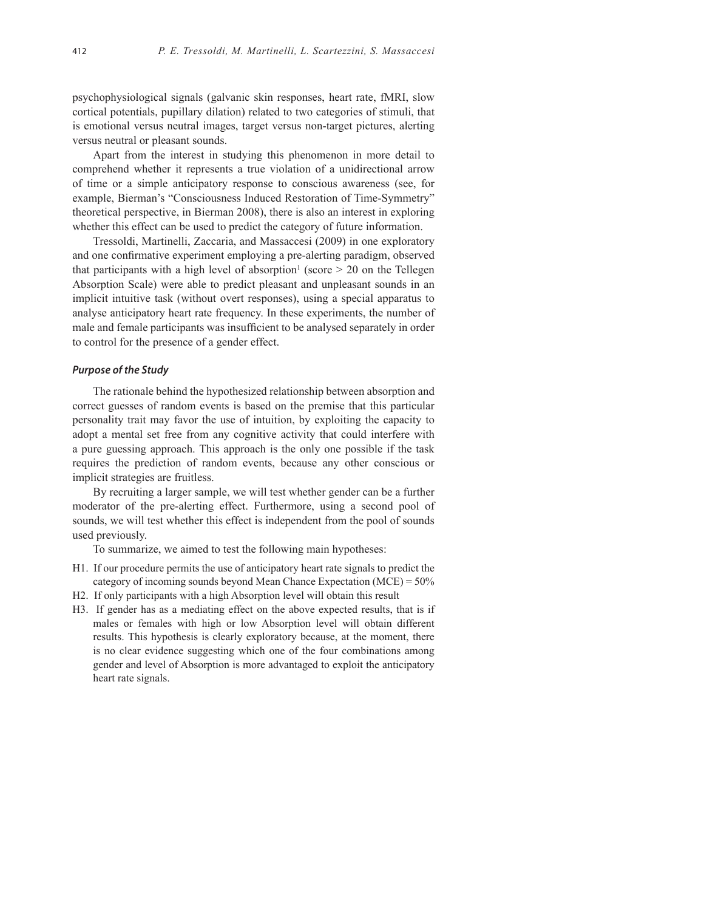psychophysiological signals (galvanic skin responses, heart rate, fMRI, slow cortical potentials, pupillary dilation) related to two categories of stimuli, that is emotional versus neutral images, target versus non-target pictures, alerting versus neutral or pleasant sounds.

Apart from the interest in studying this phenomenon in more detail to comprehend whether it represents a true violation of a unidirectional arrow of time or a simple anticipatory response to conscious awareness (see, for example, Bierman's "Consciousness Induced Restoration of Time-Symmetry" theoretical perspective, in Bierman 2008), there is also an interest in exploring whether this effect can be used to predict the category of future information.

Tressoldi, Martinelli, Zaccaria, and Massaccesi (2009) in one exploratory and one confirmative experiment employing a pre-alerting paradigm, observed that participants with a high level of absorption[1] (score > 20 on the Tellegen Absorption Scale) were able to predict pleasant and unpleasant sounds in an implicit intuitive task (without overt responses), using a special apparatus to analyse anticipatory heart rate frequency. In these experiments, the number of male and female participants was insufficient to be analysed separately in order to control for the presence of a gender effect.

### *Purpose of the Study*

The rationale behind the hypothesized relationship between absorption and correct guesses of random events is based on the premise that this particular personality trait may favor the use of intuition, by exploiting the capacity to adopt a mental set free from any cognitive activity that could interfere with a pure guessing approach. This approach is the only one possible if the task requires the prediction of random events, because any other conscious or implicit strategies are fruitless.

By recruiting a larger sample, we will test whether gender can be a further moderator of the pre-alerting effect. Furthermore, using a second pool of sounds, we will test whether this effect is independent from the pool of sounds used previously.

To summarize, we aimed to test the following main hypotheses:

H1. If our procedure permits the use of anticipatory heart rate signals to predict the category of incoming sounds beyond Mean Chance Expectation (MCE) = 50%

H2. If only participants with a high Absorption level will obtain this result

H3. If gender has as a mediating effect on the above expected results, that is if males or females with high or low Absorption level will obtain different results. This hypothesis is clearly exploratory because, at the moment, there is no clear evidence suggesting which one of the four combinations among gender and level of Absorption is more advantaged to exploit the anticipatory heart rate signals.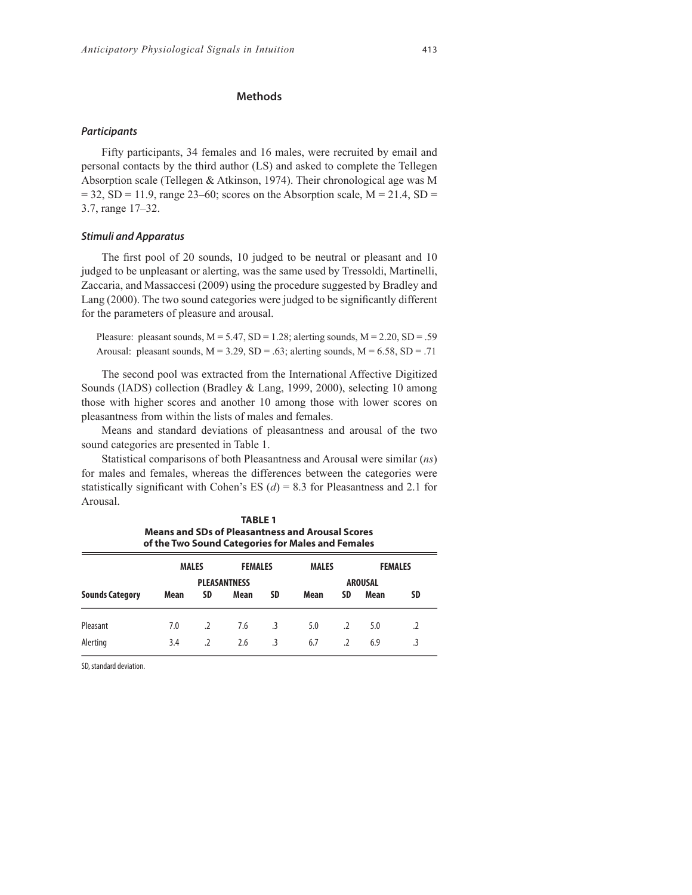## Methods

### *Participants*

Fifty participants, 34 females and 16 males, were recruited by email and personal contacts by the third author (LS) and asked to complete the Tellegen Absorption scale (Tellegen & Atkinson, 1974). Their chronological age was M = 32, SD = 11.9, range 23–60; scores on the Absorption scale, M = 21.4, SD = 3.7, range 17–32.

### *Stimuli and Apparatus*

The first pool of 20 sounds, 10 judged to be neutral or pleasant and 10 judged to be unpleasant or alerting, was the same used by Tressoldi, Martinelli, Zaccaria, and Massaccesi (2009) using the procedure suggested by Bradley and Lang (2000). The two sound categories were judged to be significantly different for the parameters of pleasure and arousal.

Pleasure: pleasant sounds, M = 5.47, SD = 1.28; alerting sounds, M = 2.20, SD = .59
Arousal: pleasant sounds, M = 3.29, SD = .63; alerting sounds, M = 6.58, SD = .71

The second pool was extracted from the International Affective Digitized Sounds (IADS) collection (Bradley & Lang, 1999, 2000), selecting 10 among those with higher scores and another 10 among those with lower scores on pleasantness from within the lists of males and females.

Means and standard deviations of pleasantness and arousal of the two sound categories are presented in Table 1.

Statistical comparisons of both Pleasantness and Arousal were similar (*ns*) for males and females, whereas the differences between the categories were statistically significant with Cohen's ES (*d*) = 8.3 for Pleasantness and 2.1 for Arousal.

**TABLE 1**
**Means and SDs of Pleasantness and Arousal Scores of the Two Sound Categories for Males and Females**

| | MALES | | FEMALES | | MALES | | FEMALES | |
|---|---|---|---|---|---|---|---|---|
| | PLEASANTNESS | | | | AROUSAL | | | |
| **Sounds Category** | **Mean** | **SD** | **Mean** | **SD** | **Mean** | **SD** | **Mean** | **SD** |
| Pleasant | 7.0 | .2 | 7.6 | .3 | 5.0 | .2 | 5.0 | .2 |
| Alerting | 3.4 | .2 | 2.6 | .3 | 6.7 | .2 | 6.9 | .3 |

SD, standard deviation.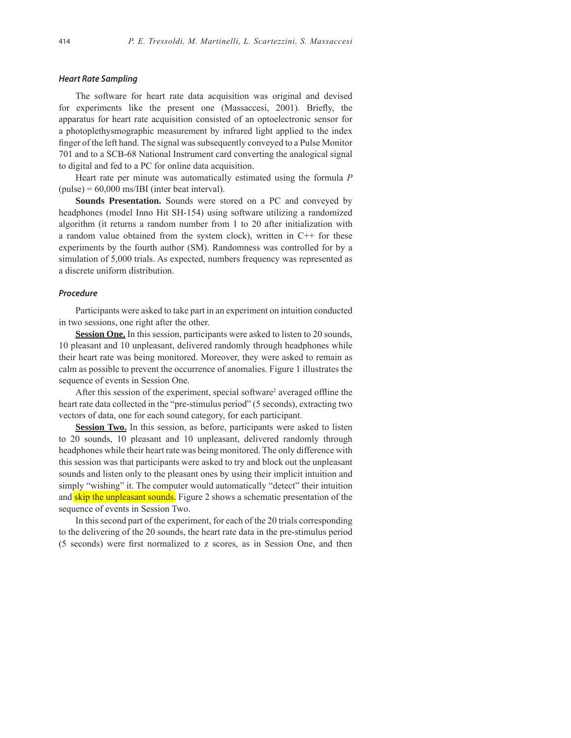### *Heart Rate Sampling*

The software for heart rate data acquisition was original and devised for experiments like the present one (Massaccesi, 2001). Briefly, the apparatus for heart rate acquisition consisted of an optoelectronic sensor for a photoplethysmographic measurement by infrared light applied to the index finger of the left hand. The signal was subsequently conveyed to a Pulse Monitor 701 and to a SCB-68 National Instrument card converting the analogical signal to digital and fed to a PC for online data acquisition.

Heart rate per minute was automatically estimated using the formula $P$ (pulse) = 60,000 ms/IBI (inter beat interval).

**Sounds Presentation.** Sounds were stored on a PC and conveyed by headphones (model Inno Hit SH-154) using software utilizing a randomized algorithm (it returns a random number from 1 to 20 after initialization with a random value obtained from the system clock), written in C++ for these experiments by the fourth author (SM). Randomness was controlled for by a simulation of 5,000 trials. As expected, numbers frequency was represented as a discrete uniform distribution.

### *Procedure*

Participants were asked to take part in an experiment on intuition conducted in two sessions, one right after the other.

**Session One.** In this session, participants were asked to listen to 20 sounds, 10 pleasant and 10 unpleasant, delivered randomly through headphones while their heart rate was being monitored. Moreover, they were asked to remain as calm as possible to prevent the occurrence of anomalies. Figure 1 illustrates the sequence of events in Session One.

After this session of the experiment, special software[2] averaged offline the heart rate data collected in the "pre-stimulus period" (5 seconds), extracting two vectors of data, one for each sound category, for each participant.

**Session Two.** In this session, as before, participants were asked to listen to 20 sounds, 10 pleasant and 10 unpleasant, delivered randomly through headphones while their heart rate was being monitored. The only difference with this session was that participants were asked to try and block out the unpleasant sounds and listen only to the pleasant ones by using their implicit intuition and simply "wishing" it. The computer would automatically "detect" their intuition and skip the unpleasant sounds. Figure 2 shows a schematic presentation of the sequence of events in Session Two.

In this second part of the experiment, for each of the 20 trials corresponding to the delivering of the 20 sounds, the heart rate data in the pre-stimulus period (5 seconds) were first normalized to z scores, as in Session One, and then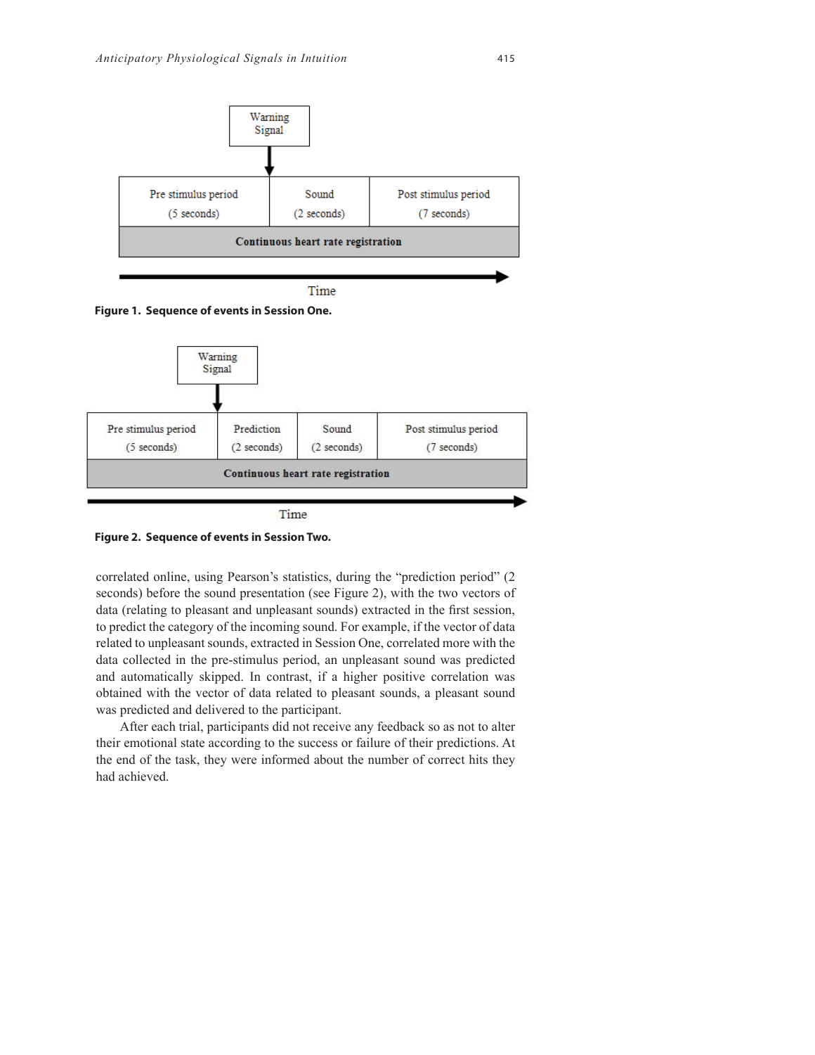| Warning Signal ↓ | | |
|---|---|---|
| Pre stimulus period (5 seconds) | Sound (2 seconds) | Post stimulus period (7 seconds) |
| Continuous heart rate registration | | |

Time →

**Figure 1. Sequence of events in Session One.**

| Warning Signal ↓ | | | |
|---|---|---|---|
| Pre stimulus period (5 seconds) | Prediction (2 seconds) | Sound (2 seconds) | Post stimulus period (7 seconds) |
| Continuous heart rate registration | | | |

Time →

**Figure 2. Sequence of events in Session Two.**

correlated online, using Pearson's statistics, during the "prediction period" (2 seconds) before the sound presentation (see Figure 2), with the two vectors of data (relating to pleasant and unpleasant sounds) extracted in the first session, to predict the category of the incoming sound. For example, if the vector of data related to unpleasant sounds, extracted in Session One, correlated more with the data collected in the pre-stimulus period, an unpleasant sound was predicted and automatically skipped. In contrast, if a higher positive correlation was obtained with the vector of data related to pleasant sounds, a pleasant sound was predicted and delivered to the participant.

After each trial, participants did not receive any feedback so as not to alter their emotional state according to the success or failure of their predictions. At the end of the task, they were informed about the number of correct hits they had achieved.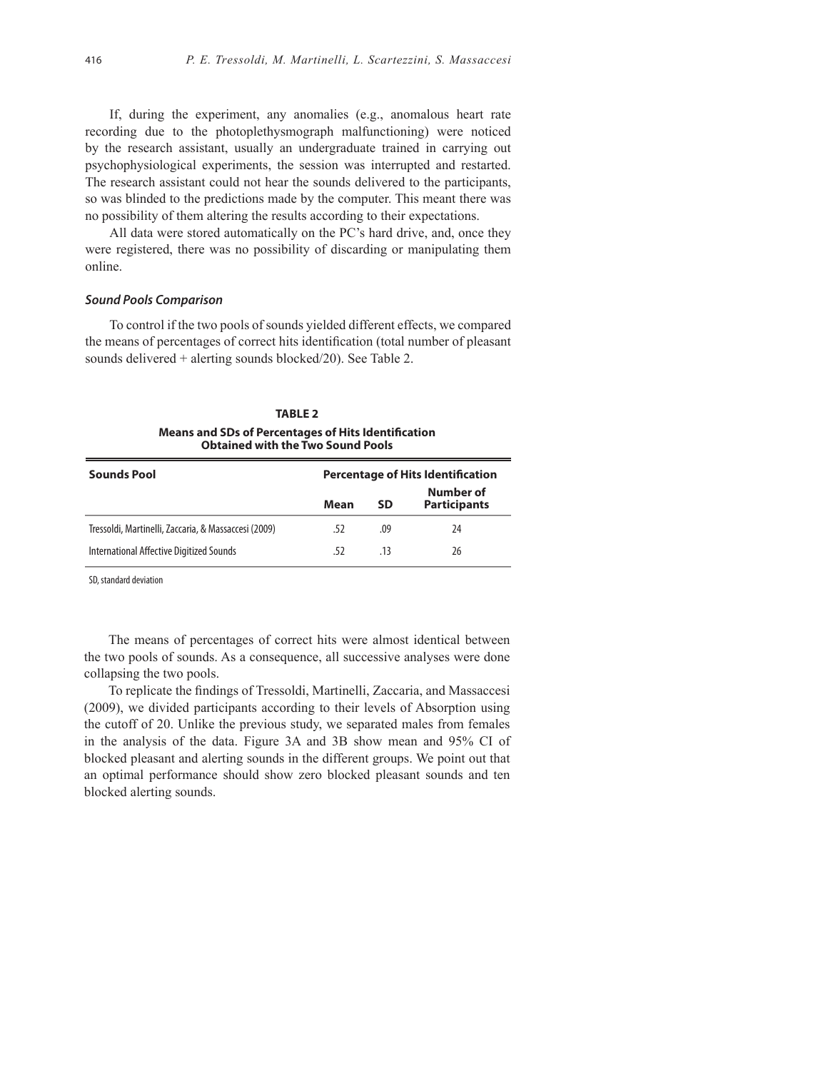If, during the experiment, any anomalies (e.g., anomalous heart rate recording due to the photoplethysmograph malfunctioning) were noticed by the research assistant, usually an undergraduate trained in carrying out psychophysiological experiments, the session was interrupted and restarted. The research assistant could not hear the sounds delivered to the participants, so was blinded to the predictions made by the computer. This meant there was no possibility of them altering the results according to their expectations.

All data were stored automatically on the PC's hard drive, and, once they were registered, there was no possibility of discarding or manipulating them online.

### *Sound Pools Comparison*

To control if the two pools of sounds yielded different effects, we compared the means of percentages of correct hits identification (total number of pleasant sounds delivered + alerting sounds blocked/20). See Table 2.

**TABLE 2**
**Means and SDs of Percentages of Hits Identification Obtained with the Two Sound Pools**

| Sounds Pool | Percentage of Hits Identification | | |
|---|---|---|---|
| | Mean | SD | Number of Participants |
| Tressoldi, Martinelli, Zaccaria, & Massaccesi (2009) | .52 | .09 | 24 |
| International Affective Digitized Sounds | .52 | .13 | 26 |

SD, standard deviation

The means of percentages of correct hits were almost identical between the two pools of sounds. As a consequence, all successive analyses were done collapsing the two pools.

To replicate the findings of Tressoldi, Martinelli, Zaccaria, and Massaccesi (2009), we divided participants according to their levels of Absorption using the cutoff of 20. Unlike the previous study, we separated males from females in the analysis of the data. Figure 3A and 3B show mean and 95% CI of blocked pleasant and alerting sounds in the different groups. We point out that an optimal performance should show zero blocked pleasant sounds and ten blocked alerting sounds.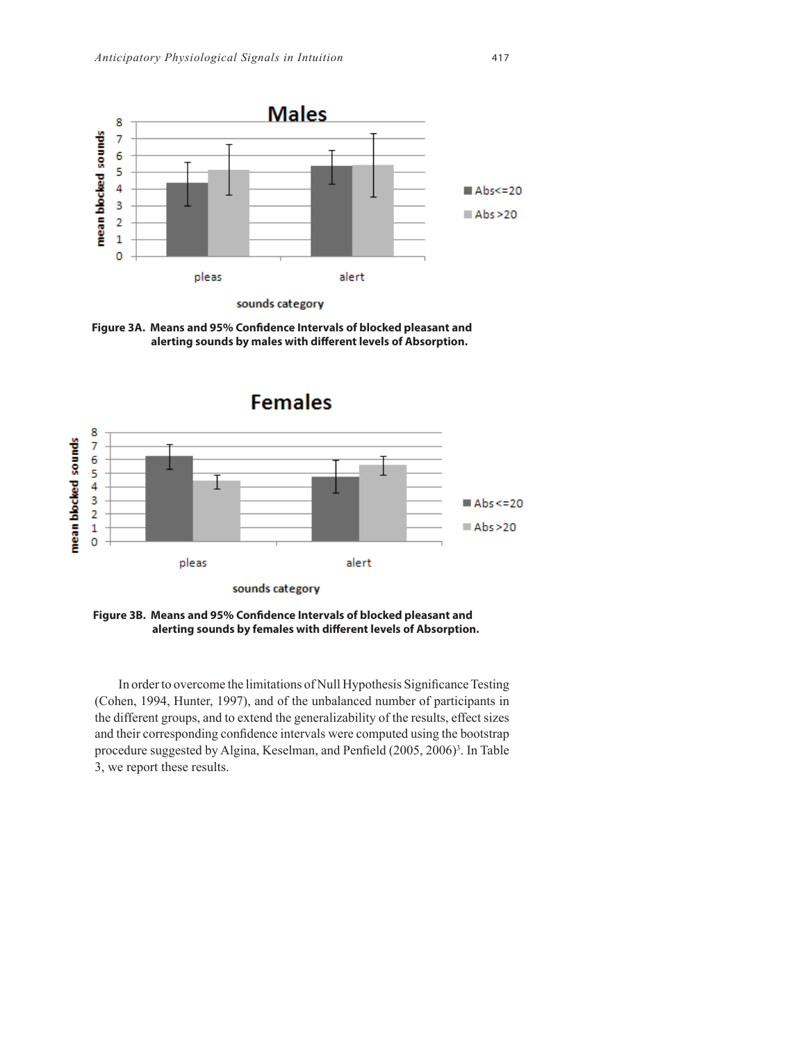**Figure 3A. Means and 95% Confidence Intervals of blocked pleasant and alerting sounds by males with different levels of Absorption.**

**Figure 3B. Means and 95% Confidence Intervals of blocked pleasant and alerting sounds by females with different levels of Absorption.**

In order to overcome the limitations of Null Hypothesis Significance Testing (Cohen, 1994, Hunter, 1997), and of the unbalanced number of participants in the different groups, and to extend the generalizability of the results, effect sizes and their corresponding confidence intervals were computed using the bootstrap procedure suggested by Algina, Keselman, and Penfield (2005, 2006)[3]. In Table 3, we report these results.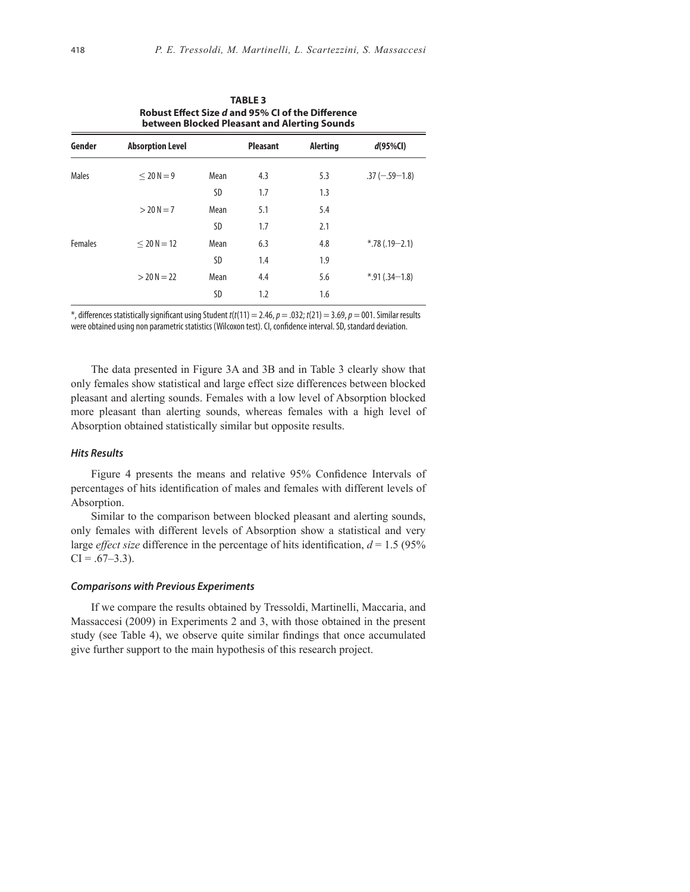**TABLE 3**
**Robust Effect Size *d* and 95% CI of the Difference between Blocked Pleasant and Alerting Sounds**

| Gender | Absorption Level | | Pleasant | Alerting | *d*(95%CI) |
|---|---|---|---|---|---|
| Males | $\leq 20$ N = 9 | Mean | 4.3 | 5.3 | .37 (−.59−1.8) |
| | | SD | 1.7 | 1.3 | |
| | $> 20$ N = 7 | Mean | 5.1 | 5.4 | |
| | | SD | 1.7 | 2.1 | |
| Females | $\leq 20$ N = 12 | Mean | 6.3 | 4.8 | *.78 (.19−2.1) |
| | | SD | 1.4 | 1.9 | |
| | $> 20$ N = 22 | Mean | 4.4 | 5.6 | *.91 (.34−1.8) |
| | | SD | 1.2 | 1.6 | |

*, differences statistically significant using Student $t$($t(11) = 2.46$, $p = .032$; $t(21) = 3.69$, $p = 001$. Similar results were obtained using non parametric statistics (Wilcoxon test). CI, confidence interval. SD, standard deviation.

The data presented in Figure 3A and 3B and in Table 3 clearly show that only females show statistical and large effect size differences between blocked pleasant and alerting sounds. Females with a low level of Absorption blocked more pleasant than alerting sounds, whereas females with a high level of Absorption obtained statistically similar but opposite results.

### *Hits Results*

Figure 4 presents the means and relative 95% Confidence Intervals of percentages of hits identification of males and females with different levels of Absorption.

Similar to the comparison between blocked pleasant and alerting sounds, only females with different levels of Absorption show a statistical and very large *effect size* difference in the percentage of hits identification, $d = 1.5$ (95% CI = .67–3.3).

### *Comparisons with Previous Experiments*

If we compare the results obtained by Tressoldi, Martinelli, Maccaria, and Massaccesi (2009) in Experiments 2 and 3, with those obtained in the present study (see Table 4), we observe quite similar findings that once accumulated give further support to the main hypothesis of this research project.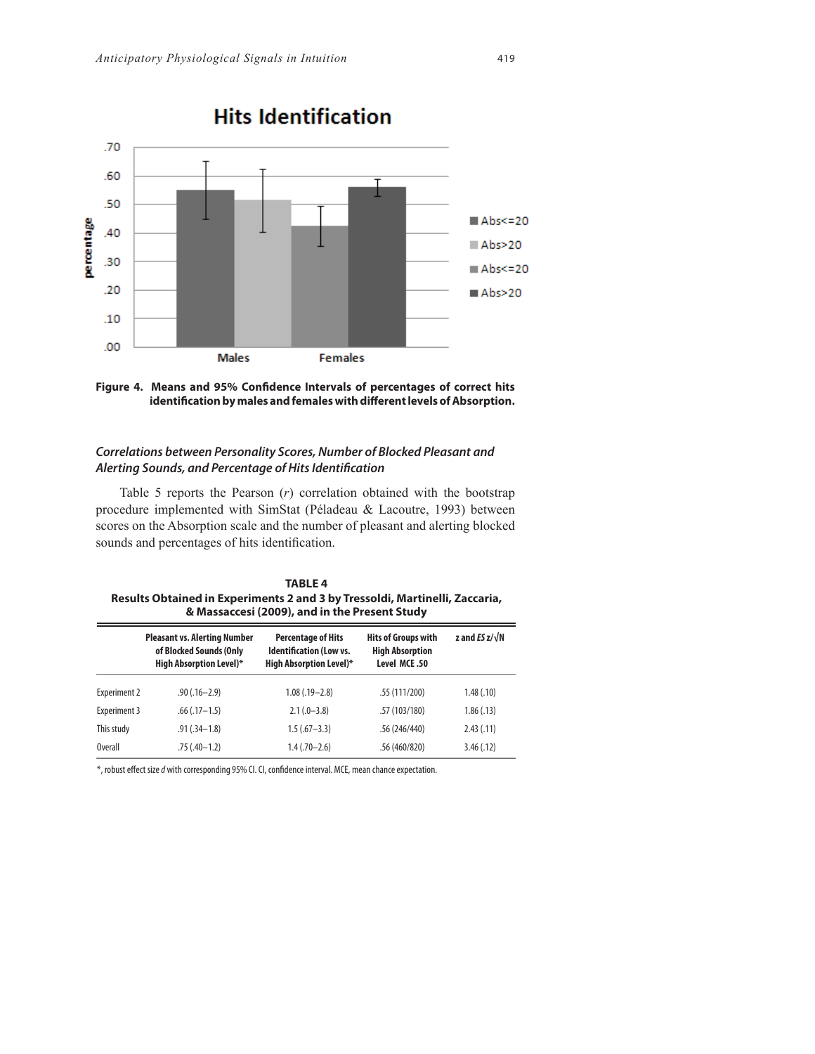Figure 4. Means and 95% Confidence Intervals of percentages of correct hits identification by males and females with different levels of Absorption.

### *Correlations between Personality Scores, Number of Blocked Pleasant and Alerting Sounds, and Percentage of Hits Identification*

Table 5 reports the Pearson (*r*) correlation obtained with the bootstrap procedure implemented with SimStat (Péladeau & Lacoutre, 1993) between scores on the Absorption scale and the number of pleasant and alerting blocked sounds and percentages of hits identification.

**TABLE 4**
**Results Obtained in Experiments 2 and 3 by Tressoldi, Martinelli, Zaccaria, & Massaccesi (2009), and in the Present Study**

| | Pleasant vs. Alerting Number of Blocked Sounds (Only High Absorption Level)* | Percentage of Hits Identification (Low vs. High Absorption Level)* | Hits of Groups with High Absorption Level MCE .50 | z and *ES* z/√N |
|---|---|---|---|---|
| Experiment 2 | .90 (.16–2.9) | 1.08 (.19–2.8) | .55 (111/200) | 1.48 (.10) |
| Experiment 3 | .66 (.17–1.5) | 2.1 (.0–3.8) | .57 (103/180) | 1.86 (.13) |
| This study | .91 (.34–1.8) | 1.5 (.67–3.3) | .56 (246/440) | 2.43 (.11) |
| Overall | .75 (.40–1.2) | 1.4 (.70–2.6) | .56 (460/820) | 3.46 (.12) |

*, robust effect size *d* with corresponding 95% CI. CI, confidence interval. MCE, mean chance expectation.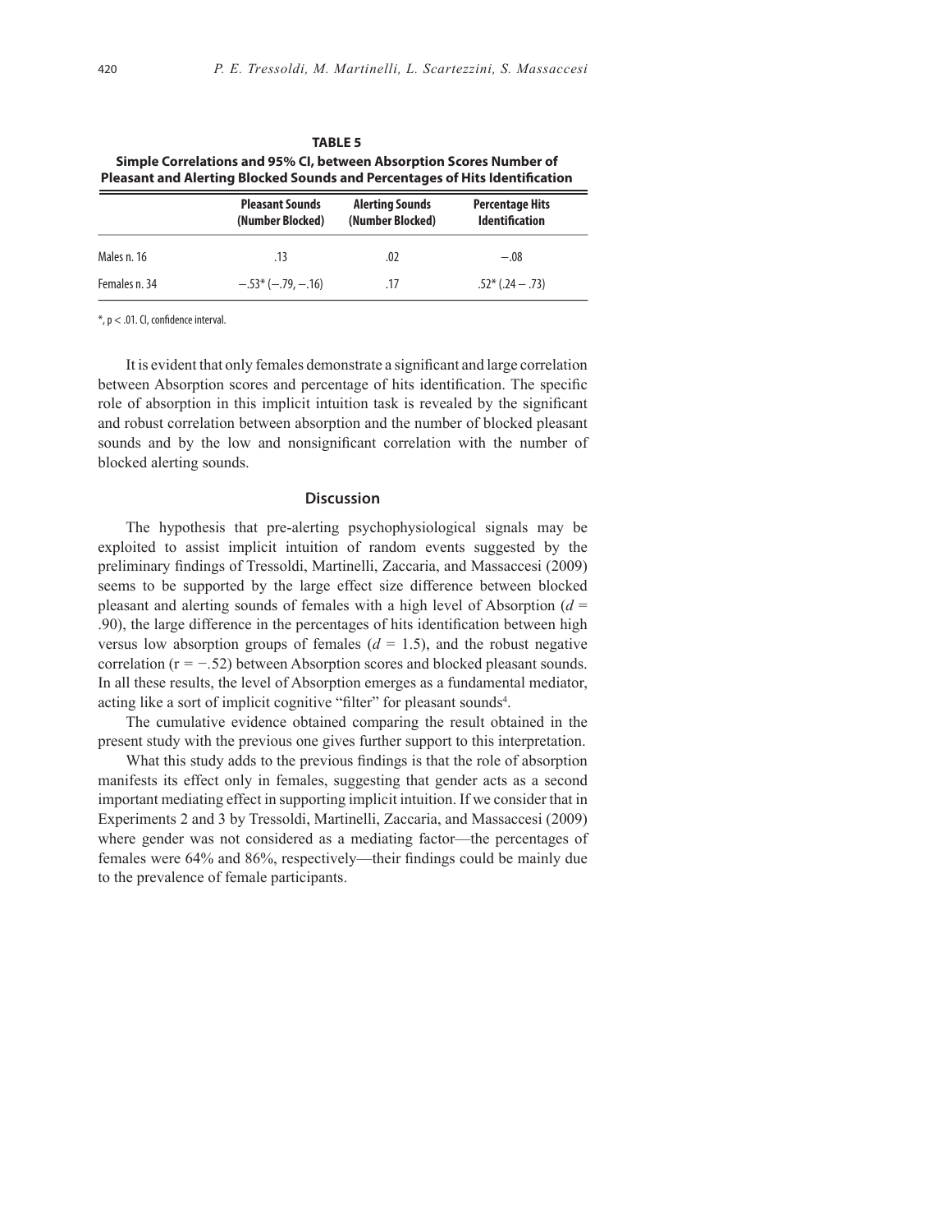**TABLE 5**
**Simple Correlations and 95% CI, between Absorption Scores Number of Pleasant and Alerting Blocked Sounds and Percentages of Hits Identification**

| | Pleasant Sounds (Number Blocked) | Alerting Sounds (Number Blocked) | Percentage Hits Identification |
|---|---|---|---|
| Males n. 16 | .13 | .02 | −.08 |
| Females n. 34 | −.53* (−.79, −.16) | .17 | .52* (.24 − .73) |

*, $p < .01$. CI, confidence interval.

It is evident that only females demonstrate a significant and large correlation between Absorption scores and percentage of hits identification. The specific role of absorption in this implicit intuition task is revealed by the significant and robust correlation between absorption and the number of blocked pleasant sounds and by the low and nonsignificant correlation with the number of blocked alerting sounds.

## Discussion

The hypothesis that pre-alerting psychophysiological signals may be exploited to assist implicit intuition of random events suggested by the preliminary findings of Tressoldi, Martinelli, Zaccaria, and Massaccesi (2009) seems to be supported by the large effect size difference between blocked pleasant and alerting sounds of females with a high level of Absorption ($d$ = .90), the large difference in the percentages of hits identification between high versus low absorption groups of females ($d$ = 1.5), and the robust negative correlation (r = −.52) between Absorption scores and blocked pleasant sounds. In all these results, the level of Absorption emerges as a fundamental mediator, acting like a sort of implicit cognitive "filter" for pleasant sounds[4].

The cumulative evidence obtained comparing the result obtained in the present study with the previous one gives further support to this interpretation.

What this study adds to the previous findings is that the role of absorption manifests its effect only in females, suggesting that gender acts as a second important mediating effect in supporting implicit intuition. If we consider that in Experiments 2 and 3 by Tressoldi, Martinelli, Zaccaria, and Massaccesi (2009) where gender was not considered as a mediating factor—the percentages of females were 64% and 86%, respectively—their findings could be mainly due to the prevalence of female participants.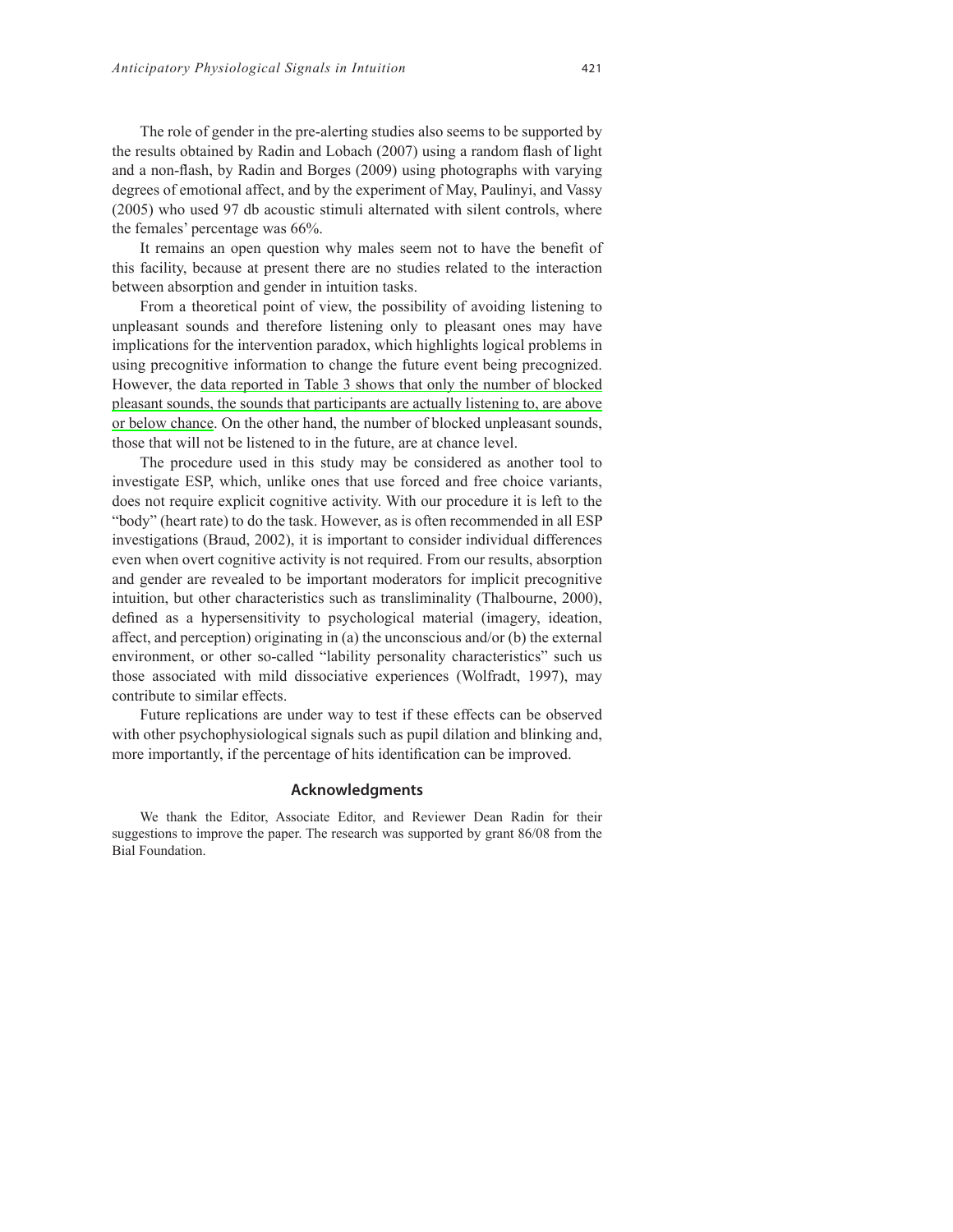The role of gender in the pre-alerting studies also seems to be supported by the results obtained by Radin and Lobach (2007) using a random flash of light and a non-flash, by Radin and Borges (2009) using photographs with varying degrees of emotional affect, and by the experiment of May, Paulinyi, and Vassy (2005) who used 97 db acoustic stimuli alternated with silent controls, where the females' percentage was 66%.

It remains an open question why males seem not to have the benefit of this facility, because at present there are no studies related to the interaction between absorption and gender in intuition tasks.

From a theoretical point of view, the possibility of avoiding listening to unpleasant sounds and therefore listening only to pleasant ones may have implications for the intervention paradox, which highlights logical problems in using precognitive information to change the future event being precognized. However, the data reported in Table 3 shows that only the number of blocked pleasant sounds, the sounds that participants are actually listening to, are above or below chance. On the other hand, the number of blocked unpleasant sounds, those that will not be listened to in the future, are at chance level.

The procedure used in this study may be considered as another tool to investigate ESP, which, unlike ones that use forced and free choice variants, does not require explicit cognitive activity. With our procedure it is left to the "body" (heart rate) to do the task. However, as is often recommended in all ESP investigations (Braud, 2002), it is important to consider individual differences even when overt cognitive activity is not required. From our results, absorption and gender are revealed to be important moderators for implicit precognitive intuition, but other characteristics such as transliminality (Thalbourne, 2000), defined as a hypersensitivity to psychological material (imagery, ideation, affect, and perception) originating in (a) the unconscious and/or (b) the external environment, or other so-called "lability personality characteristics" such us those associated with mild dissociative experiences (Wolfradt, 1997), may contribute to similar effects.

Future replications are under way to test if these effects can be observed with other psychophysiological signals such as pupil dilation and blinking and, more importantly, if the percentage of hits identification can be improved.

## Acknowledgments

We thank the Editor, Associate Editor, and Reviewer Dean Radin for their suggestions to improve the paper. The research was supported by grant 86/08 from the Bial Foundation.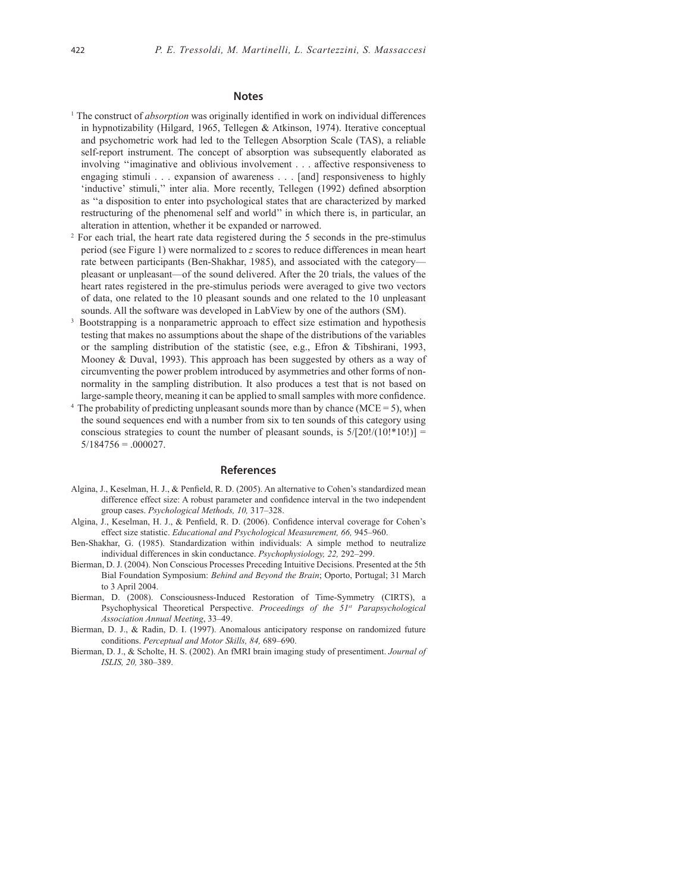## Notes

[1] The construct of *absorption* was originally identified in work on individual differences in hypnotizability (Hilgard, 1965, Tellegen & Atkinson, 1974). Iterative conceptual and psychometric work had led to the Tellegen Absorption Scale (TAS), a reliable self-report instrument. The concept of absorption was subsequently elaborated as involving ''imaginative and oblivious involvement . . . affective responsiveness to engaging stimuli . . . expansion of awareness . . . [and] responsiveness to highly 'inductive' stimuli,'' inter alia. More recently, Tellegen (1992) defined absorption as ''a disposition to enter into psychological states that are characterized by marked restructuring of the phenomenal self and world'' in which there is, in particular, an alteration in attention, whether it be expanded or narrowed.

[2] For each trial, the heart rate data registered during the 5 seconds in the pre-stimulus period (see Figure 1) were normalized to *z* scores to reduce differences in mean heart rate between participants (Ben-Shakhar, 1985), and associated with the category—pleasant or unpleasant—of the sound delivered. After the 20 trials, the values of the heart rates registered in the pre-stimulus periods were averaged to give two vectors of data, one related to the 10 pleasant sounds and one related to the 10 unpleasant sounds. All the software was developed in LabView by one of the authors (SM).

[3] Bootstrapping is a nonparametric approach to effect size estimation and hypothesis testing that makes no assumptions about the shape of the distributions of the variables or the sampling distribution of the statistic (see, e.g., Efron & Tibshirani, 1993, Mooney & Duval, 1993). This approach has been suggested by others as a way of circumventing the power problem introduced by asymmetries and other forms of non-normality in the sampling distribution. It also produces a test that is not based on large-sample theory, meaning it can be applied to small samples with more confidence.

[4] The probability of predicting unpleasant sounds more than by chance (MCE = 5), when the sound sequences end with a number from six to ten sounds of this category using conscious strategies to count the number of pleasant sounds, is $5/[20!/(10!*10!)] = 5/184756 = .000027$.

## References

Algina, J., Keselman, H. J., & Penfield, R. D. (2005). An alternative to Cohen's standardized mean difference effect size: A robust parameter and confidence interval in the two independent group cases. *Psychological Methods, 10,* 317–328.

Algina, J., Keselman, H. J., & Penfield, R. D. (2006). Confidence interval coverage for Cohen's effect size statistic. *Educational and Psychological Measurement, 66,* 945–960.

Ben-Shakhar, G. (1985). Standardization within individuals: A simple method to neutralize individual differences in skin conductance. *Psychophysiology, 22,* 292–299.

Bierman, D. J. (2004). Non Conscious Processes Preceding Intuitive Decisions. Presented at the 5th Bial Foundation Symposium: *Behind and Beyond the Brain*; Oporto, Portugal; 31 March to 3 April 2004.

Bierman, D. (2008). Consciousness-Induced Restoration of Time-Symmetry (CIRTS), a Psychophysical Theoretical Perspective. *Proceedings of the 51st Parapsychological Association Annual Meeting*, 33–49.

Bierman, D. J., & Radin, D. I. (1997). Anomalous anticipatory response on randomized future conditions. *Perceptual and Motor Skills, 84,* 689–690.

Bierman, D. J., & Scholte, H. S. (2002). An fMRI brain imaging study of presentiment. *Journal of ISLIS, 20,* 380–389.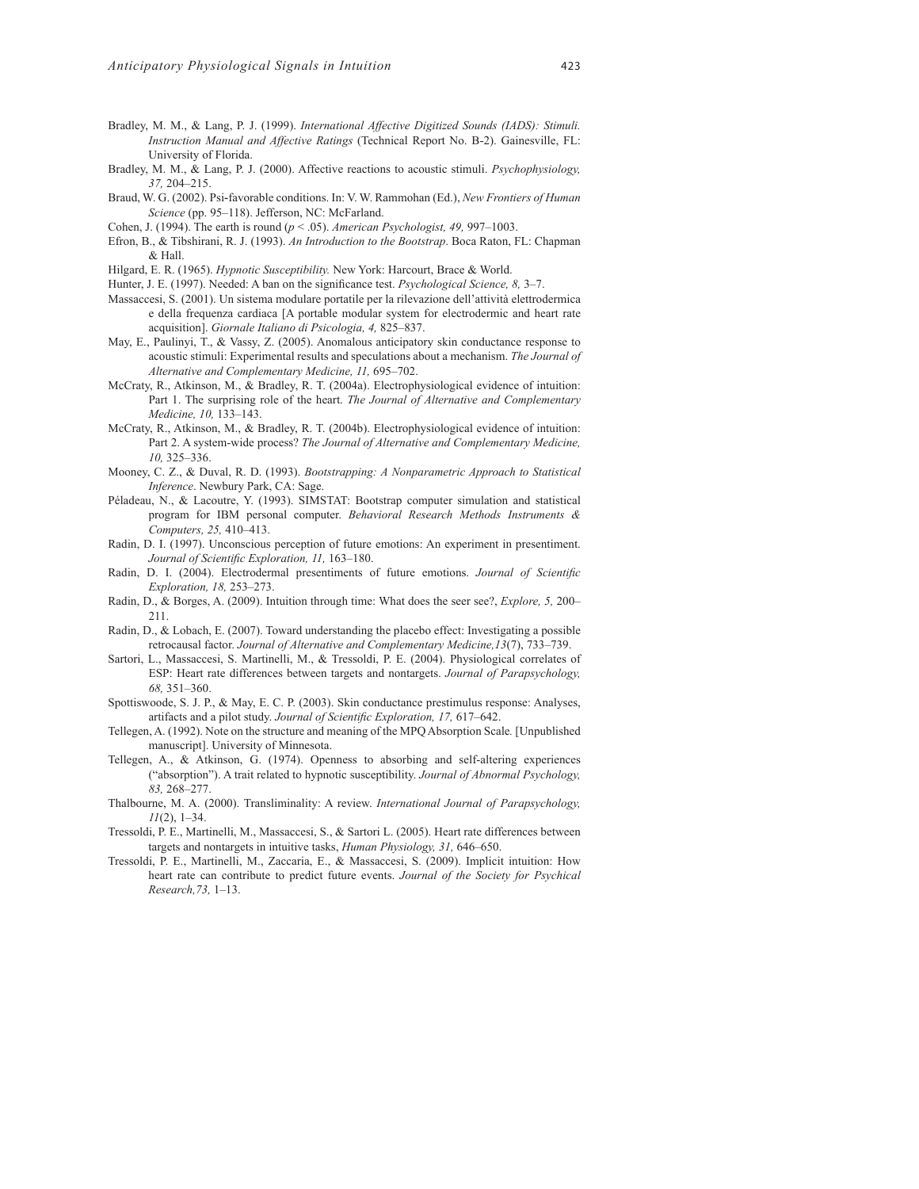Bradley, M. M., & Lang, P. J. (1999). *International Affective Digitized Sounds (IADS): Stimuli. Instruction Manual and Affective Ratings* (Technical Report No. B-2). Gainesville, FL: University of Florida.

Bradley, M. M., & Lang, P. J. (2000). Affective reactions to acoustic stimuli. *Psychophysiology, 37,* 204–215.

Braud, W. G. (2002). Psi-favorable conditions. In: V. W. Rammohan (Ed.), *New Frontiers of Human Science* (pp. 95–118). Jefferson, NC: McFarland.

Cohen, J. (1994). The earth is round ($p < .05$). *American Psychologist, 49,* 997–1003.

Efron, B., & Tibshirani, R. J. (1993). *An Introduction to the Bootstrap*. Boca Raton, FL: Chapman & Hall.

Hilgard, E. R. (1965). *Hypnotic Susceptibility.* New York: Harcourt, Brace & World.

Hunter, J. E. (1997). Needed: A ban on the significance test. *Psychological Science, 8,* 3–7.

Massaccesi, S. (2001). Un sistema modulare portatile per la rilevazione dell'attività elettrodermica e della frequenza cardiaca [A portable modular system for electrodermic and heart rate acquisition]. *Giornale Italiano di Psicologia, 4,* 825–837.

May, E., Paulinyi, T., & Vassy, Z. (2005). Anomalous anticipatory skin conductance response to acoustic stimuli: Experimental results and speculations about a mechanism. *The Journal of Alternative and Complementary Medicine, 11,* 695–702.

McCraty, R., Atkinson, M., & Bradley, R. T. (2004a). Electrophysiological evidence of intuition: Part 1. The surprising role of the heart. *The Journal of Alternative and Complementary Medicine, 10,* 133–143.

McCraty, R., Atkinson, M., & Bradley, R. T. (2004b). Electrophysiological evidence of intuition: Part 2. A system-wide process? *The Journal of Alternative and Complementary Medicine, 10,* 325–336.

Mooney, C. Z., & Duval, R. D. (1993). *Bootstrapping: A Nonparametric Approach to Statistical Inference*. Newbury Park, CA: Sage.

Péladeau, N., & Lacoutre, Y. (1993). SIMSTAT: Bootstrap computer simulation and statistical program for IBM personal computer. *Behavioral Research Methods Instruments & Computers, 25,* 410–413.

Radin, D. I. (1997). Unconscious perception of future emotions: An experiment in presentiment. *Journal of Scientific Exploration, 11,* 163–180.

Radin, D. I. (2004). Electrodermal presentiments of future emotions. *Journal of Scientific Exploration, 18,* 253–273.

Radin, D., & Borges, A. (2009). Intuition through time: What does the seer see?, *Explore, 5,* 200–211.

Radin, D., & Lobach, E. (2007). Toward understanding the placebo effect: Investigating a possible retrocausal factor. *Journal of Alternative and Complementary Medicine,13*(7), 733–739.

Sartori, L., Massaccesi, S. Martinelli, M., & Tressoldi, P. E. (2004). Physiological correlates of ESP: Heart rate differences between targets and nontargets. *Journal of Parapsychology, 68,* 351–360.

Spottiswoode, S. J. P., & May, E. C. P. (2003). Skin conductance prestimulus response: Analyses, artifacts and a pilot study. *Journal of Scientific Exploration, 17,* 617–642.

Tellegen, A. (1992). Note on the structure and meaning of the MPQ Absorption Scale*.* [Unpublished manuscript]. University of Minnesota.

Tellegen, A., & Atkinson, G. (1974). Openness to absorbing and self-altering experiences ("absorption"). A trait related to hypnotic susceptibility. *Journal of Abnormal Psychology, 83,* 268–277.

Thalbourne, M. A. (2000). Transliminality: A review. *International Journal of Parapsychology, 11*(2), 1–34.

Tressoldi, P. E., Martinelli, M., Massaccesi, S., & Sartori L. (2005). Heart rate differences between targets and nontargets in intuitive tasks, *Human Physiology, 31,* 646–650.

Tressoldi, P. E., Martinelli, M., Zaccaria, E., & Massaccesi, S. (2009). Implicit intuition: How heart rate can contribute to predict future events. *Journal of the Society for Psychical Research,73,* 1–13.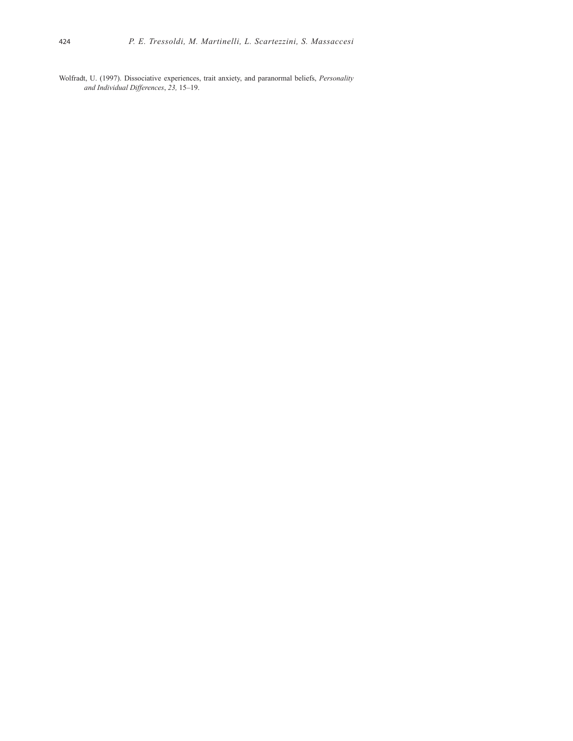Wolfradt, U. (1997). Dissociative experiences, trait anxiety, and paranormal beliefs, *Personality and Individual Differences*, *23,* 15–19.